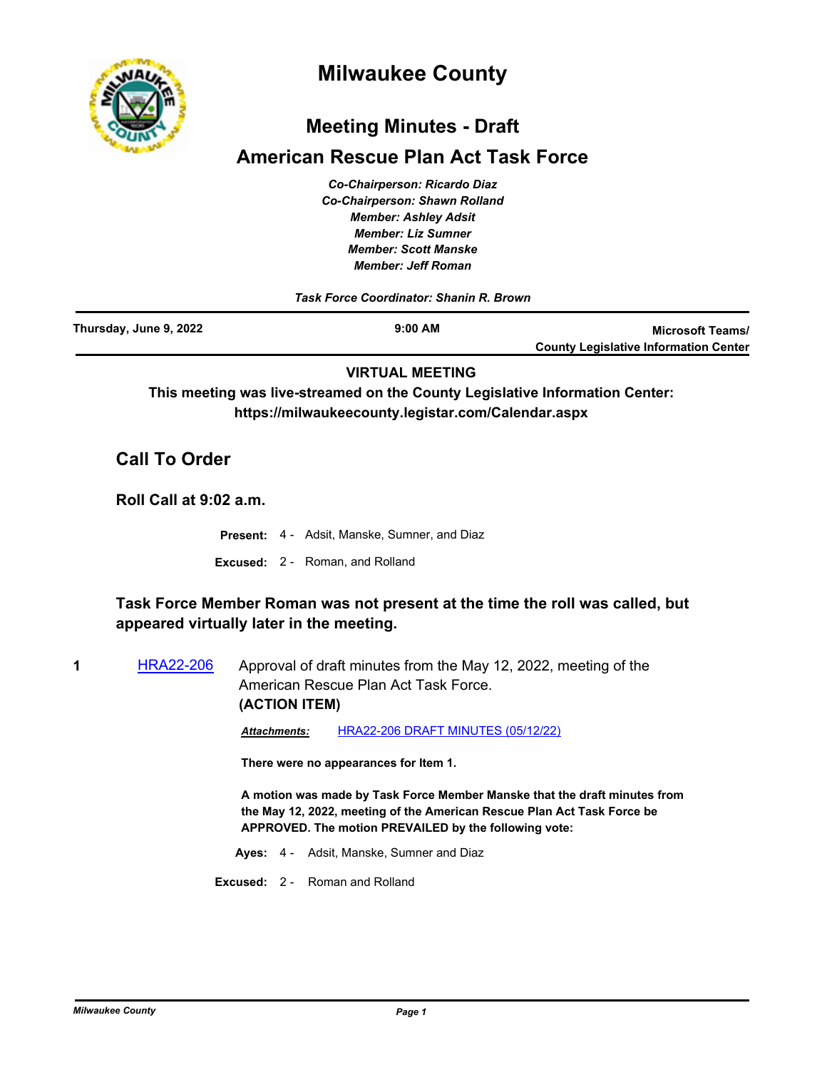# Milwaukee County

## Meeting Minutes - Draft

## American Rescue Plan Act Task Force

*Co-Chairperson: Ricardo Diaz*
*Co-Chairperson: Shawn Rolland*
*Member: Ashley Adsit*
*Member: Liz Sumner*
*Member: Scott Manske*
*Member: Jeff Roman*

*Task Force Coordinator: Shanin R. Brown*

| Thursday, June 9, 2022 | 9:00 AM | Microsoft Teams/ County Legislative Information Center |
|---|---|---|

**VIRTUAL MEETING**

**This meeting was live-streamed on the County Legislative Information Center: https://milwaukeecounty.legistar.com/Calendar.aspx**

## Call To Order

### Roll Call at 9:02 a.m.

**Present:** 4 - Adsit, Manske, Sumner, and Diaz

**Excused:** 2 - Roman, and Rolland

**Task Force Member Roman was not present at the time the roll was called, but appeared virtually later in the meeting.**

**1** HRA22-206 Approval of draft minutes from the May 12, 2022, meeting of the American Rescue Plan Act Task Force.
**(ACTION ITEM)**

***Attachments:*** HRA22-206 DRAFT MINUTES (05/12/22)

**There were no appearances for Item 1.**

**A motion was made by Task Force Member Manske that the draft minutes from the May 12, 2022, meeting of the American Rescue Plan Act Task Force be APPROVED. The motion PREVAILED by the following vote:**

**Ayes:** 4 - Adsit, Manske, Sumner and Diaz

**Excused:** 2 - Roman and Rolland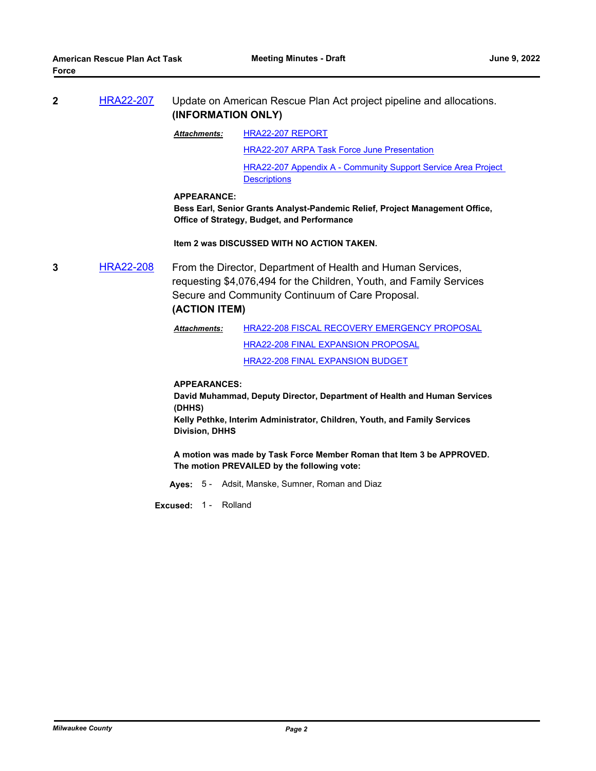**2** HRA22-207 Update on American Rescue Plan Act project pipeline and allocations. **(INFORMATION ONLY)**

***Attachments:*** HRA22-207 REPORT
HRA22-207 ARPA Task Force June Presentation
HRA22-207 Appendix A - Community Support Service Area Project Descriptions

**APPEARANCE:**
**Bess Earl, Senior Grants Analyst-Pandemic Relief, Project Management Office, Office of Strategy, Budget, and Performance**

**Item 2 was DISCUSSED WITH NO ACTION TAKEN.**

**3** HRA22-208 From the Director, Department of Health and Human Services, requesting $4,076,494 for the Children, Youth, and Family Services Secure and Community Continuum of Care Proposal.
**(ACTION ITEM)**

***Attachments:*** HRA22-208 FISCAL RECOVERY EMERGENCY PROPOSAL
HRA22-208 FINAL EXPANSION PROPOSAL
HRA22-208 FINAL EXPANSION BUDGET

**APPEARANCES:**
**David Muhammad, Deputy Director, Department of Health and Human Services (DHHS)**
**Kelly Pethke, Interim Administrator, Children, Youth, and Family Services Division, DHHS**

**A motion was made by Task Force Member Roman that Item 3 be APPROVED. The motion PREVAILED by the following vote:**

**Ayes:** 5 - Adsit, Manske, Sumner, Roman and Diaz

**Excused:** 1 - Rolland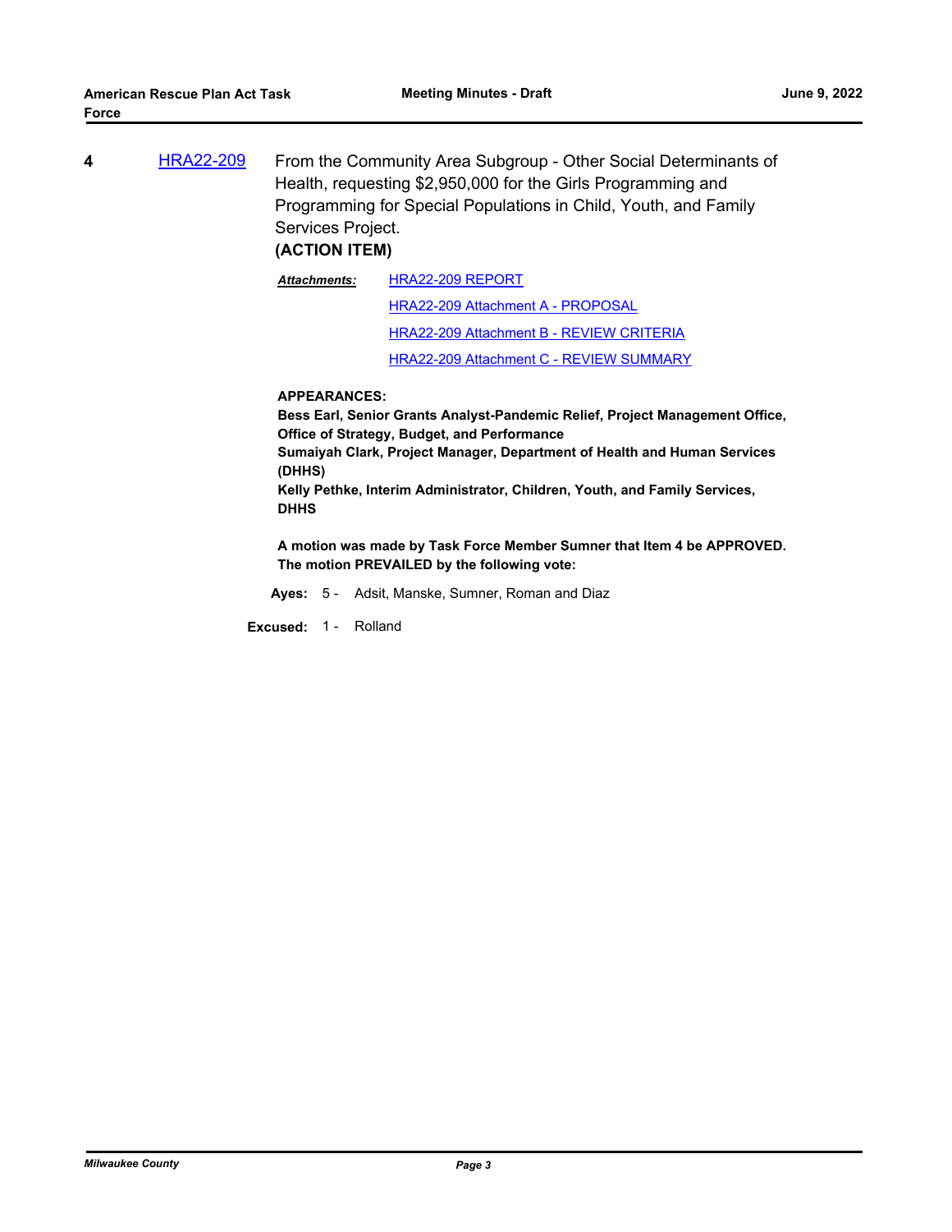**4** HRA22-209 From the Community Area Subgroup - Other Social Determinants of Health, requesting $2,950,000 for the Girls Programming and Programming for Special Populations in Child, Youth, and Family Services Project.

**(ACTION ITEM)**

***Attachments:*** HRA22-209 REPORT

HRA22-209 Attachment A - PROPOSAL

HRA22-209 Attachment B - REVIEW CRITERIA

HRA22-209 Attachment C - REVIEW SUMMARY

**APPEARANCES:**

**Bess Earl, Senior Grants Analyst-Pandemic Relief, Project Management Office, Office of Strategy, Budget, and Performance**

**Sumaiyah Clark, Project Manager, Department of Health and Human Services (DHHS)**

**Kelly Pethke, Interim Administrator, Children, Youth, and Family Services, DHHS**

**A motion was made by Task Force Member Sumner that Item 4 be APPROVED. The motion PREVAILED by the following vote:**

**Ayes:** 5 - Adsit, Manske, Sumner, Roman and Diaz

**Excused:** 1 - Rolland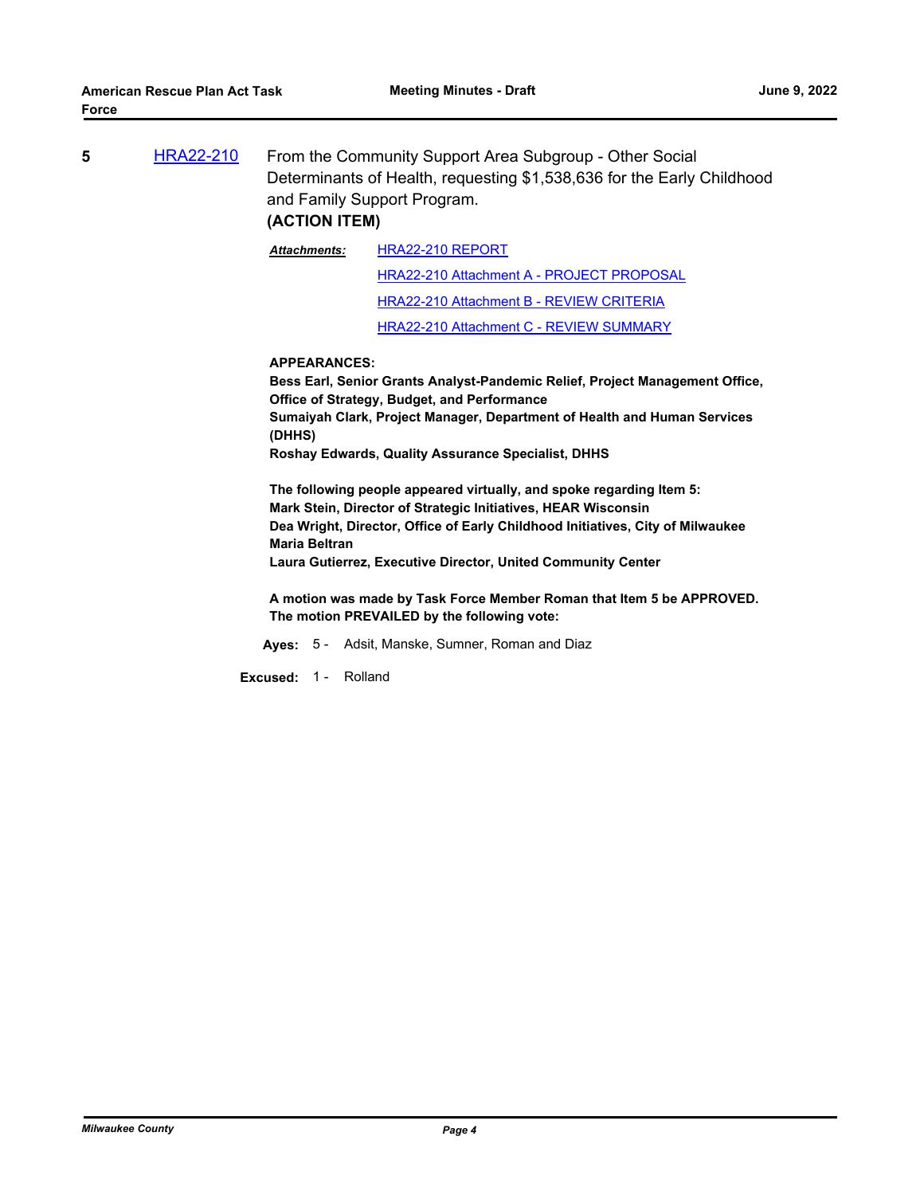**5** HRA22-210 From the Community Support Area Subgroup - Other Social Determinants of Health, requesting $1,538,636 for the Early Childhood and Family Support Program.

**(ACTION ITEM)**

***Attachments:*** HRA22-210 REPORT
HRA22-210 Attachment A - PROJECT PROPOSAL
HRA22-210 Attachment B - REVIEW CRITERIA
HRA22-210 Attachment C - REVIEW SUMMARY

**APPEARANCES:**
**Bess Earl, Senior Grants Analyst-Pandemic Relief, Project Management Office, Office of Strategy, Budget, and Performance**
**Sumaiyah Clark, Project Manager, Department of Health and Human Services (DHHS)**
**Roshay Edwards, Quality Assurance Specialist, DHHS**

**The following people appeared virtually, and spoke regarding Item 5:**
**Mark Stein, Director of Strategic Initiatives, HEAR Wisconsin**
**Dea Wright, Director, Office of Early Childhood Initiatives, City of Milwaukee**
**Maria Beltran**
**Laura Gutierrez, Executive Director, United Community Center**

**A motion was made by Task Force Member Roman that Item 5 be APPROVED. The motion PREVAILED by the following vote:**

**Ayes:** 5 - Adsit, Manske, Sumner, Roman and Diaz

**Excused:** 1 - Rolland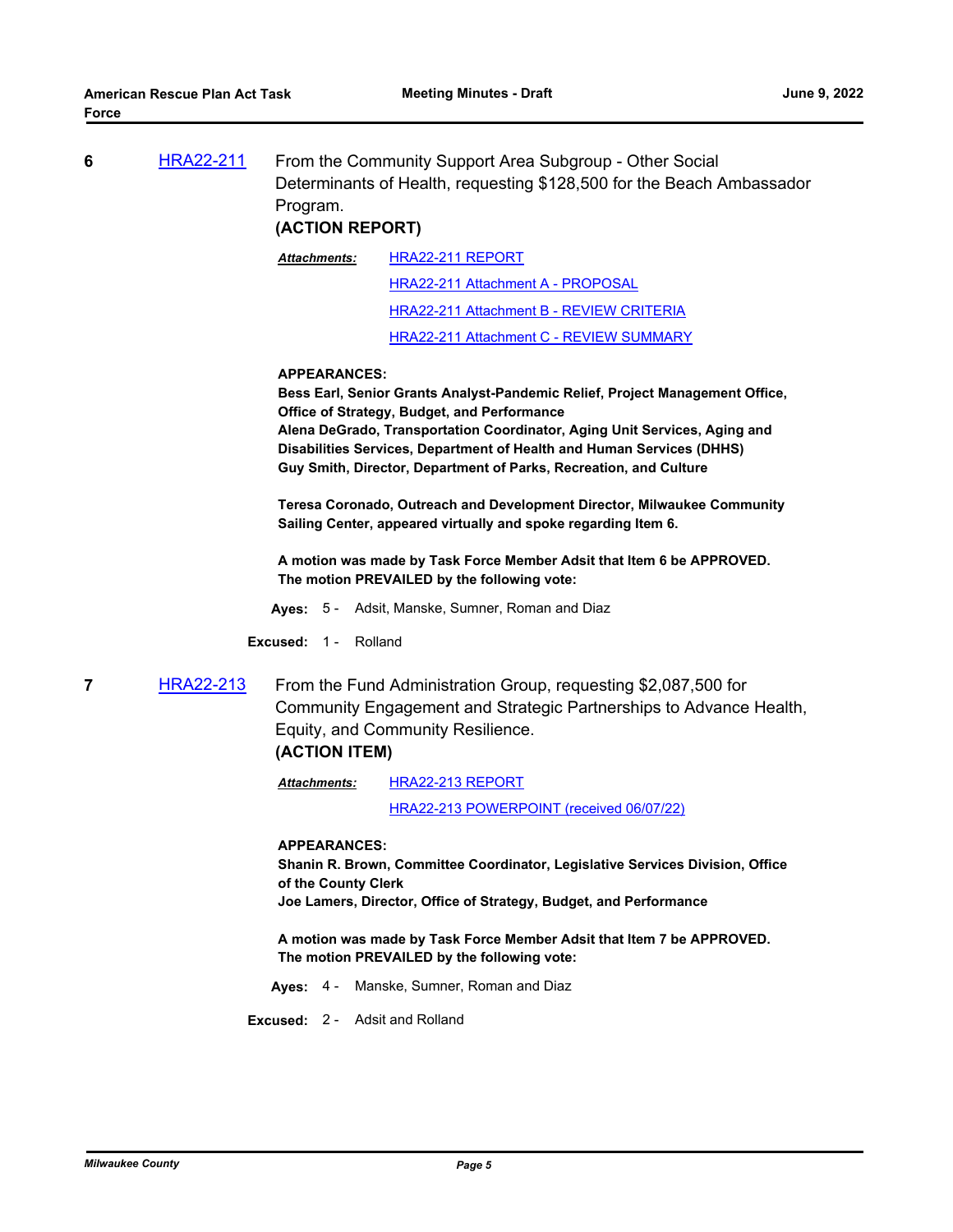**6** HRA22-211 From the Community Support Area Subgroup - Other Social Determinants of Health, requesting $128,500 for the Beach Ambassador Program.

**(ACTION REPORT)**

***Attachments:*** HRA22-211 REPORT
HRA22-211 Attachment A - PROPOSAL
HRA22-211 Attachment B - REVIEW CRITERIA
HRA22-211 Attachment C - REVIEW SUMMARY

**APPEARANCES:**
**Bess Earl, Senior Grants Analyst-Pandemic Relief, Project Management Office, Office of Strategy, Budget, and Performance**
**Alena DeGrado, Transportation Coordinator, Aging Unit Services, Aging and Disabilities Services, Department of Health and Human Services (DHHS)**
**Guy Smith, Director, Department of Parks, Recreation, and Culture**

**Teresa Coronado, Outreach and Development Director, Milwaukee Community Sailing Center, appeared virtually and spoke regarding Item 6.**

**A motion was made by Task Force Member Adsit that Item 6 be APPROVED. The motion PREVAILED by the following vote:**

**Ayes:** 5 - Adsit, Manske, Sumner, Roman and Diaz

**Excused:** 1 - Rolland

**7** HRA22-213 From the Fund Administration Group, requesting $2,087,500 for Community Engagement and Strategic Partnerships to Advance Health, Equity, and Community Resilience.

**(ACTION ITEM)**

***Attachments:*** HRA22-213 REPORT
HRA22-213 POWERPOINT (received 06/07/22)

**APPEARANCES:**
**Shanin R. Brown, Committee Coordinator, Legislative Services Division, Office of the County Clerk**
**Joe Lamers, Director, Office of Strategy, Budget, and Performance**

**A motion was made by Task Force Member Adsit that Item 7 be APPROVED. The motion PREVAILED by the following vote:**

**Ayes:** 4 - Manske, Sumner, Roman and Diaz

**Excused:** 2 - Adsit and Rolland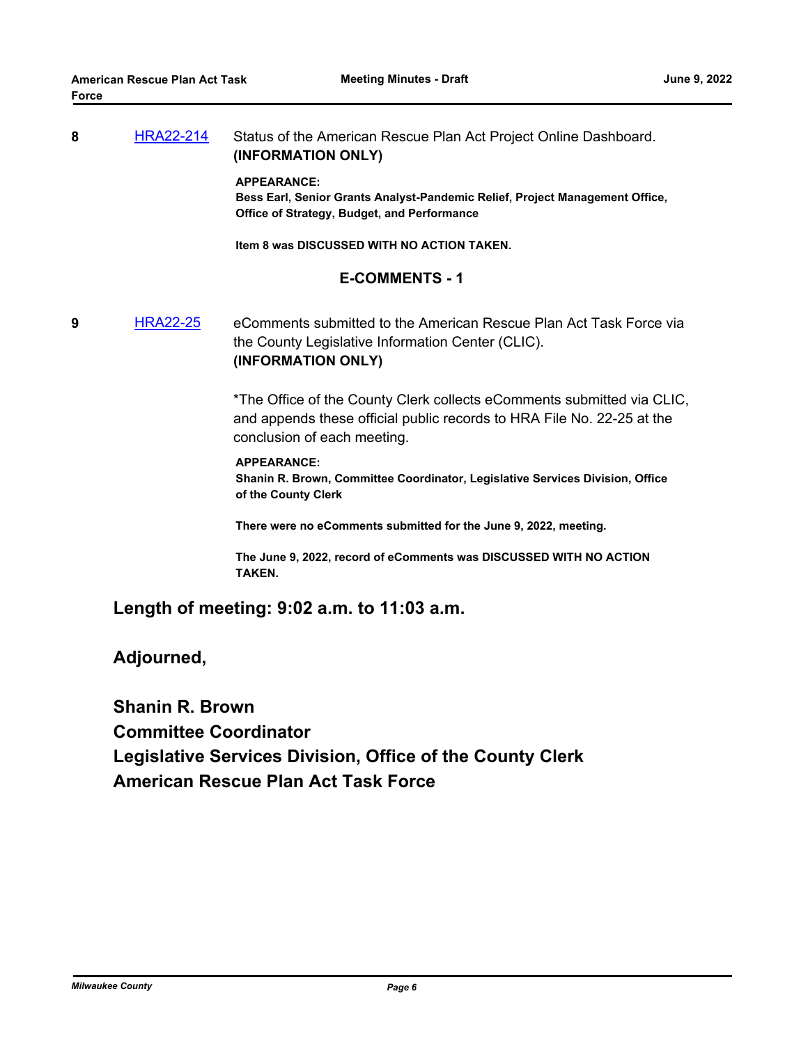**8** HRA22-214 Status of the American Rescue Plan Act Project Online Dashboard. **(INFORMATION ONLY)**

**APPEARANCE:**
**Bess Earl, Senior Grants Analyst-Pandemic Relief, Project Management Office, Office of Strategy, Budget, and Performance**

**Item 8 was DISCUSSED WITH NO ACTION TAKEN.**

## E-COMMENTS - 1

**9** HRA22-25 eComments submitted to the American Rescue Plan Act Task Force via the County Legislative Information Center (CLIC). **(INFORMATION ONLY)**

*The Office of the County Clerk collects eComments submitted via CLIC, and appends these official public records to HRA File No. 22-25 at the conclusion of each meeting.

**APPEARANCE:**
**Shanin R. Brown, Committee Coordinator, Legislative Services Division, Office of the County Clerk**

**There were no eComments submitted for the June 9, 2022, meeting.**

**The June 9, 2022, record of eComments was DISCUSSED WITH NO ACTION TAKEN.**

### Length of meeting: 9:02 a.m. to 11:03 a.m.

### Adjourned,

**Shanin R. Brown**
**Committee Coordinator**
**Legislative Services Division, Office of the County Clerk**
**American Rescue Plan Act Task Force**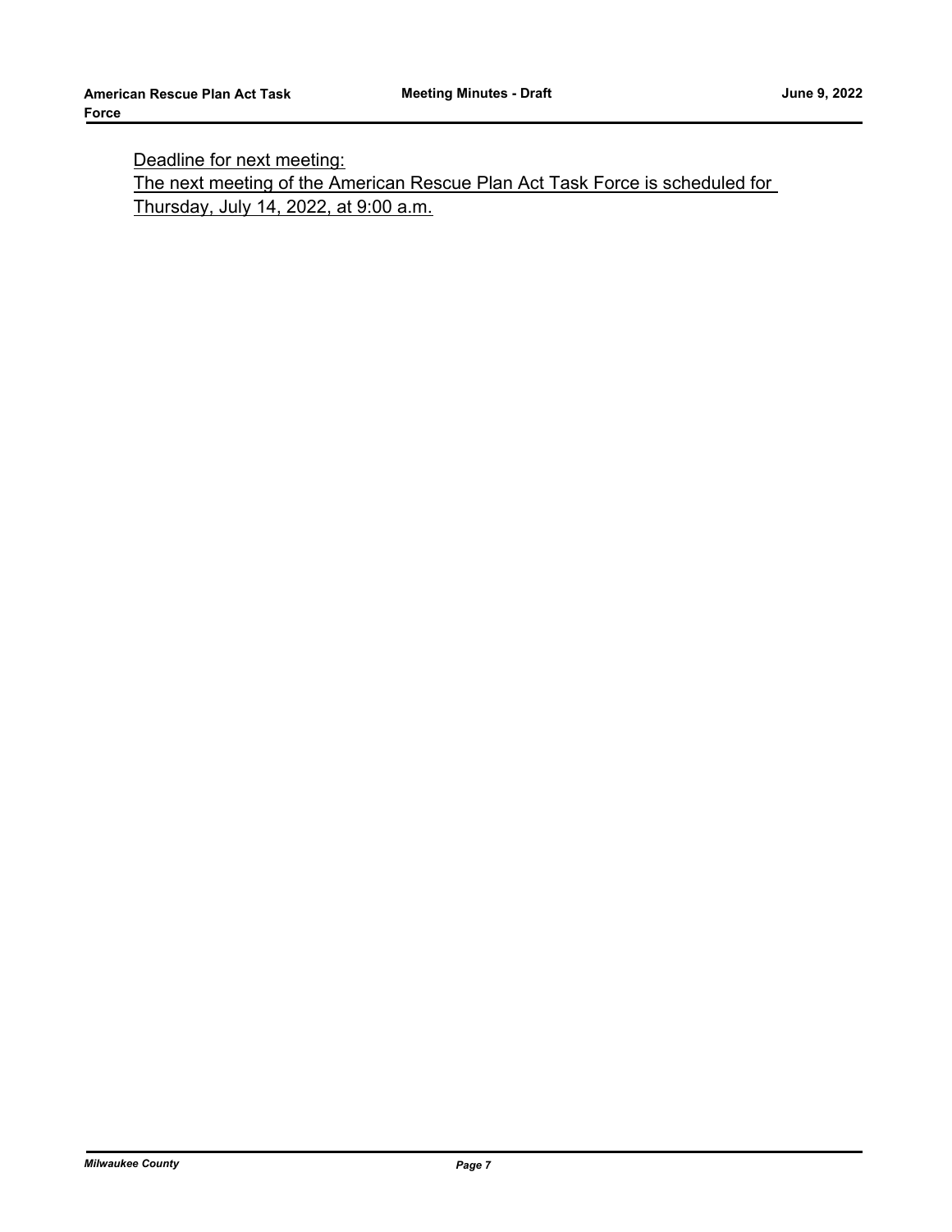Deadline for next meeting:

The next meeting of the American Rescue Plan Act Task Force is scheduled for Thursday, July 14, 2022, at 9:00 a.m.